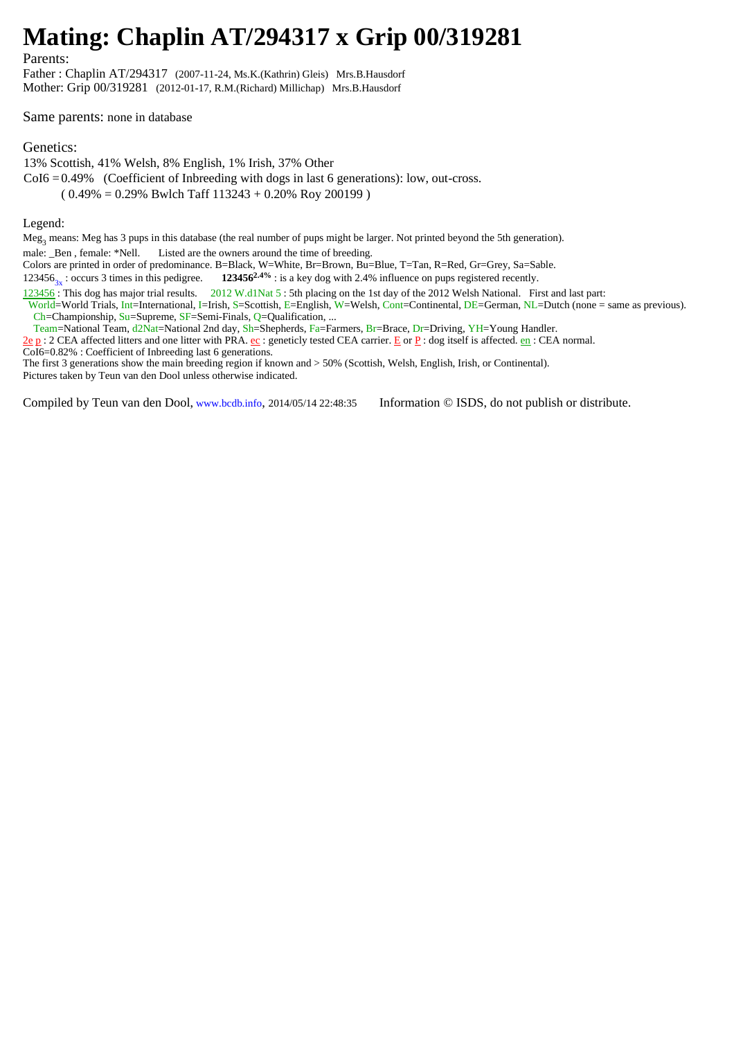# Mating: Chaplin AT/294317 x Grip 00/319281

Parents:

Father : Chaplin AT/294317 (2007-11-24, Ms.K.(Kathrin) Gleis) Mrs.B.Hausdorf
Mother: Grip 00/319281 (2012-01-17, R.M.(Richard) Millichap) Mrs.B.Hausdorf

Same parents: none in database

Genetics:

13% Scottish, 41% Welsh, 8% English, 1% Irish, 37% Other
CoI6 = 0.49% (Coefficient of Inbreeding with dogs in last 6 generations): low, out-cross.
( 0.49% = 0.29% Bwlch Taff 113243 + 0.20% Roy 200199 )

Legend:

$Meg_3$ means: Meg has 3 pups in this database (the real number of pups might be larger. Not printed beyond the 5th generation).
male: _Ben , female: *Nell. Listed are the owners around the time of breeding.
Colors are printed in order of predominance. B=Black, W=White, Br=Brown, Bu=Blue, T=Tan, R=Red, Gr=Grey, Sa=Sable.
$123456_{3x}$ : occurs 3 times in this pedigree. **123456**$^{2.4\%}$ : is a key dog with 2.4% influence on pups registered recently.
123456 : This dog has major trial results. 2012 W.d1Nat 5 : 5th placing on the 1st day of the 2012 Welsh National. First and last part:
World=World Trials, Int=International, I=Irish, S=Scottish, E=English, W=Welsh, Cont=Continental, DE=German, NL=Dutch (none = same as previous).
Ch=Championship, Su=Supreme, SF=Semi-Finals, Q=Qualification, ...
Team=National Team, d2Nat=National 2nd day, Sh=Shepherds, Fa=Farmers, Br=Brace, Dr=Driving, YH=Young Handler.
2e p : 2 CEA affected litters and one litter with PRA. ec : geneticly tested CEA carrier. E or P : dog itself is affected. en : CEA normal.
CoI6=0.82% : Coefficient of Inbreeding last 6 generations.
The first 3 generations show the main breeding region if known and > 50% (Scottish, Welsh, English, Irish, or Continental).
Pictures taken by Teun van den Dool unless otherwise indicated.

Compiled by Teun van den Dool, www.bcdb.info, 2014/05/14 22:48:35 Information © ISDS, do not publish or distribute.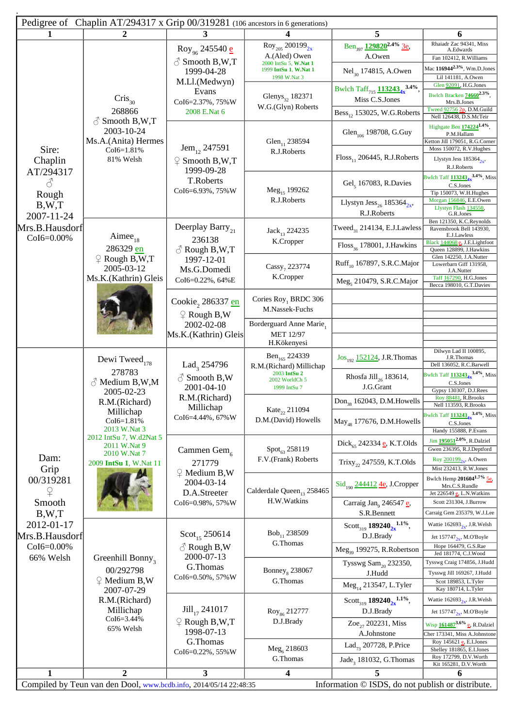# Pedigree of Chaplin AT/294317 x Grip 00/319281 (106 ancestors in 6 generations)

| 1 | 2 | 3 | 4 | 5 | 6 |
|---|---|---|---|---|---|
| Sire: Chaplin AT/294317 ♂ Rough B,W,T 2007-11-24 Mrs.B.Hausdorf CoI6=0.00% | Cris$_{30}$ 268866 ♂ Smooth B,W,T 2003-10-24 Ms.A.(Anita) Hermes CoI6=1.81% 81% Welsh | Roy$_{96}$ 245540 e ♂ Smooth B,W,T 1999-04-28 M.Ll.(Medwyn) Evans CoI6=2.37%, 75%W 2008 E.Nat 6 | Roy$_{205}$ 200199$_{2x}$ A.(Aled) Owen 2000 IntSu 5, W.Nat 1 1999 IntSu 1, W.Nat 1 1998 W.Nat 3 | Ben$_{397}$ 129820[2.4%] 3e, A.Owen | Rhaiadr Zac 94341, Miss A.Edwards |
| | | | | | Fan 102412, R.Williams |
| | | | | Nel$_{30}$ 174815, A.Owen | Mac 116944[2.3%], Wm.D.Jones |
| | | | | | Lil 141181, A.Owen |
| | | | Glenys$_{32}$ 182371 W.G.(Glyn) Roberts | Bwlch Taff$_{715}$ 113243$_{4x}$[3.4%], Miss C.S.Jones | Glen 92091, H.G.Jones |
| | | | | | Bwlch Bracken 74660[2.3%], Mrs.B.Jones |
| | | | | Bess$_{12}$ 153025, W.G.Roberts | Tweed 92756 2p, D.M.Guild |
| | | | | | Nell 126438, D.S.McTeir |
| | | Jem$_{12}$ 247591 ♀ Smooth B,W,T 1999-09-28 T.Roberts CoI6=6.93%, 75%W | Glen$_{11}$ 238594 R.J.Roberts | Glen$_{106}$ 198708, G.Guy | Highgate Ben 174224[1.4%], P.M.Hallam |
| | | | | | Ketton Jill 179051, R.G.Corner |
| | | | | Floss$_{11}$ 206445, R.J.Roberts | Moss 150072, R.V.Hughes |
| | | | | | Llystyn Jess 185364$_{2x}$, R.J.Roberts |
| | | | Meg$_{15}$ 199262 R.J.Roberts | Gel$_{5}$ 167083, R.Davies | Bwlch Taff 113243$_{4x}$[3.4%], Miss C.S.Jones |
| | | | | | Tip 150073, W.H.Hughes |
| | | | | Llystyn Jess$_{26}$ 185364$_{2x}$, R.J.Roberts | Morgan 156846, E.E.Owen |
| | | | | | Llystyn Flash 134550, G.R.Jones |
| | Aimee$_{18}$ 286329 en ♀ Rough B,W,T 2005-03-12 Ms.K.(Kathrin) Gleis | Deerplay Barry$_{21}$ 236138 ♂ Rough B,W,T 1997-12-01 Ms.G.Domedi CoI6=0.22%, 64%E | Jack$_{13}$ 224235 K.Cropper | Tweed$_{31}$ 214134, E.J.Lawless | Ben 121350, K.C.Reynolds |
| | | | | | Ravensbrook Bell 143930, E.J.Lawless |
| | | | | Floss$_{36}$ 178001, J.Hawkins | Black 144068 e, J.E.Lightfoot |
| | | | | | Queen 128899, J.Hawkins |
| | | | Cassy$_{7}$ 223774 K.Cropper | Ruff$_{10}$ 167897, S.R.C.Major | Glen 142250, J.A.Nutter |
| | | | | | Lowerbarn Giff 131958, J.A.Nutter |
| | | | | Meg$_{5}$ 210479, S.R.C.Major | Taff 167290, H.G.Jones |
| | | | | | Becca 198010, G.T.Davies |
| | | Cookie$_{2}$ 286337 en ♀ Rough B,W 2002-02-08 Ms.K.(Kathrin) Gleis | Cories Roy$_{1}$ BRDC 306 M.Nassek-Fuchs | | |
| | | | Borderguard Anne Marie$_{1}$ MET 12/97 H.Kökenyesi | | |
| Dam: Grip 00/319281 ♀ Smooth B,W,T 2012-01-17 Mrs.B.Hausdorf CoI6=0.00% 66% Welsh | Dewi Tweed$_{178}$ 278783 ♂ Medium B,W,M 2005-02-23 R.M.(Richard) Millichap CoI6=1.81% 2013 W.Nat 3 2012 IntSu 7, W.d2Nat 5 2011 W.Nat 9 2010 W.Nat 7 2009 IntSu 1, W.Nat 11 | Lad$_{3}$ 254796 ♂ Smooth B,W 2001-04-10 R.M.(Richard) Millichap CoI6=4.44%, 67%W | Ben$_{165}$ 224339 R.M.(Richard) Millichap 2003 IntSu 2 2002 WorldCh 5 1999 IntSu 7 | Jos$_{192}$ 152124, J.R.Thomas | Dilwyn Lad II 100895, J.R.Thomas |
| | | | | | Dell 136052, R.C.Barwell |
| | | | | Rhosfa Jill$_{26}$ 183614, J.G.Grant | Bwlch Taff 113243$_{4x}$[3.4%], Miss C.S.Jones |
| | | | | | Gypsy 130307, D.J.Rees |
| | | | Kate$_{22}$ 211094 D.M.(David) Howells | Don$_{38}$ 162043, D.M.Howells | Roy 88481, R.Brooks |
| | | | | | Nell 113593, R.Brooks |
| | | | | May$_{48}$ 177676, D.M.Howells | Bwlch Taff 113243$_{4x}$[3.4%], Miss C.S.Jones |
| | | | | | Handy 155888, P.Evans |
| | | Cammen Gem$_{6}$ 271779 ♀ Medium B,W 2004-03-14 D.A.Streeter CoI6=0.98%, 57%W | Spot$_{63}$ 258119 F.V.(Frank) Roberts | Dick$_{65}$ 242334 e, K.T.Olds | Jim 195051[2.0%], R.Dalziel |
| | | | | | Gwen 236395, R.J.Deptford |
| | | | | Trixy$_{22}$ 247559, K.T.Olds | Roy 200199$_{2x}$, A.Owen |
| | | | | | Mist 232413, R.W.Jones |
| | | | Calderdale Queen$_{13}$ 258465 H.W.Watkins | Sid$_{190}$ 244412 4e, J.Cropper | Bwlch Hemp 201604[1.7%] 5e, Mrs.C.S.Rundle |
| | | | | | Jet 226549 e, L.N.Watkins |
| | | | | Carraig Jan$_{9}$ 246547 e, S.R.Bennett | Scott 231304, J.Burrow |
| | | | | | Carraig Gem 235379, W.J.Lee |
| | Greenhill Bonny$_{3}$ 00/292798 ♀ Medium B,W 2007-07-29 R.M.(Richard) Millichap CoI6=3.44% 65% Welsh | Scot$_{15}$ 250614 ♂ Rough B,W 2000-07-13 G.Thomas CoI6=0.50%, 57%W | Bob$_{11}$ 238509 G.Thomas | Scott$_{319}$ 189240$_{2x}$[1.1%], D.J.Brady | Wattie 162693$_{2x}$, J.R.Welsh |
| | | | | | Jet 157747$_{2x}$, M.O'Boyle |
| | | | | Meg$_{39}$ 199275, R.Robertson | Hope 164479, G.S.Rae |
| | | | | | Jed 181774, C.J.Wood |
| | | | Bonney$_{8}$ 238067 G.Thomas | Tysswg Sam$_{20}$ 232350, J.Hudd | Tysswg Craig 174856, J.Hudd |
| | | | | | Tysswg Jill 169267, J.Hudd |
| | | | | Meg$_{14}$ 213547, L.Tyler | Scot 189853, L.Tyler |
| | | | | | Kay 180714, L.Tyler |
| | | Jill$_{17}$ 241017 ♀ Rough B,W,T 1998-07-13 G.Thomas CoI6=0.22%, 55%W | Roy$_{86}$ 212777 D.J.Brady | Scott$_{319}$ 189240$_{2x}$[1.1%], D.J.Brady | Wattie 162693$_{2x}$, J.R.Welsh |
| | | | | | Jet 157747$_{2x}$, M.O'Boyle |
| | | | | Zoe$_{27}$ 202231, Miss A.Johnstone | Wisp 161487[3.6%] e, R.Dalziel |
| | | | | | Cher 173341, Miss A.Johnstone |
| | | | Meg$_{6}$ 218603 G.Thomas | Lad$_{73}$ 207728, P.Price | Roy 145621 e, E.I.Jones |
| | | | | | Shelley 181865, E.I.Jones |
| | | | | Jade$_{3}$ 181032, G.Thomas | Roy 172799, D.V.Worth |
| | | | | | Kit 165281, D.V.Worth |
| 1 | 2 | 3 | 4 | 5 | 6 |

Compiled by Teun van den Dool, www.bcdb.info, 2014/05/14 22:48:35 — Information © ISDS, do not publish or distribute.